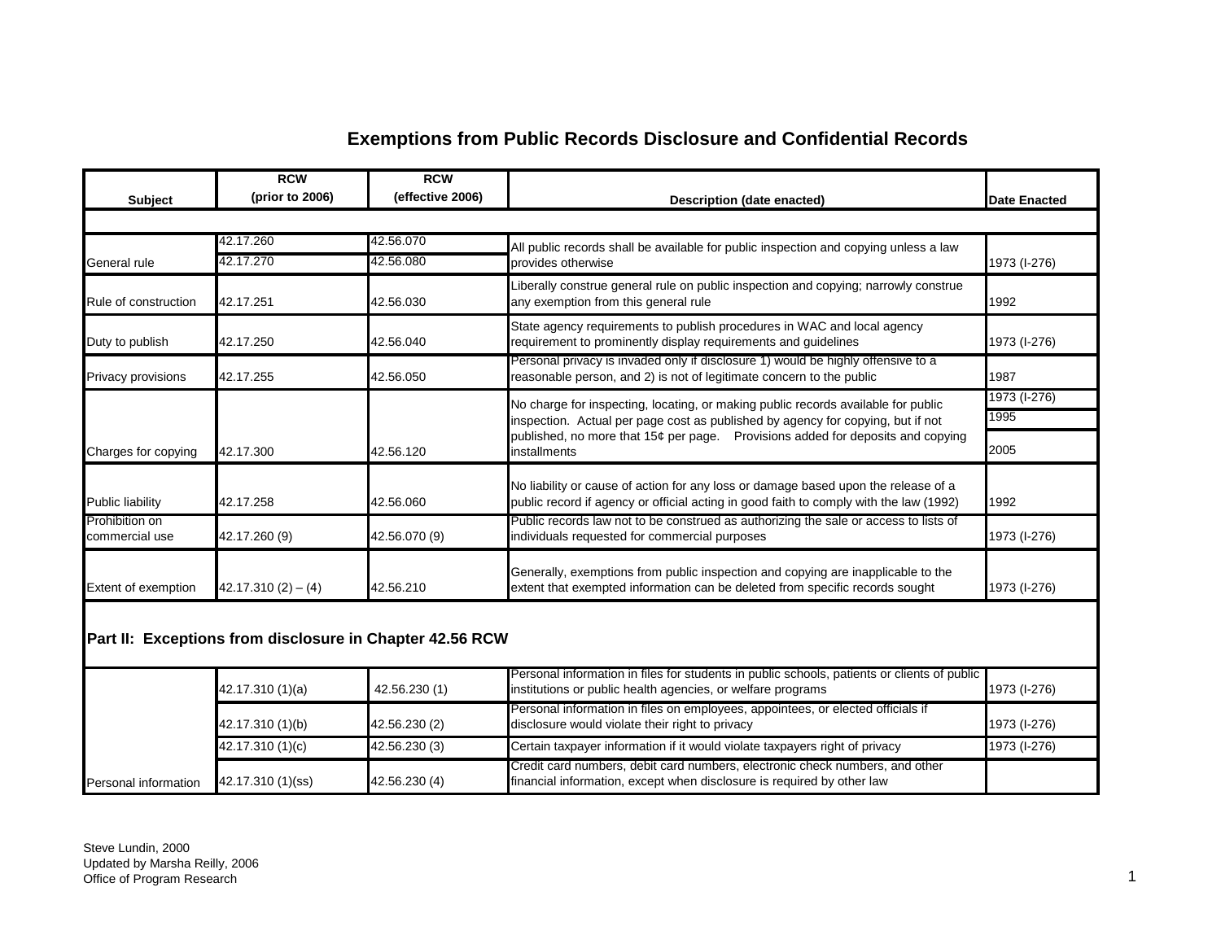# Exemptions from Public Records Disclosure and Confidential Records

| Subject | RCW (prior to 2006) | RCW (effective 2006) | Description (date enacted) | Date Enacted |
|---|---|---|---|---|
| | | | | |
| General rule | 42.17.260<br>42.17.270 | 42.56.070<br>42.56.080 | All public records shall be available for public inspection and copying unless a law provides otherwise | 1973 (I-276) |
| Rule of construction | 42.17.251 | 42.56.030 | Liberally construe general rule on public inspection and copying; narrowly construe any exemption from this general rule | 1992 |
| Duty to publish | 42.17.250 | 42.56.040 | State agency requirements to publish procedures in WAC and local agency requirement to prominently display requirements and guidelines | 1973 (I-276) |
| Privacy provisions | 42.17.255 | 42.56.050 | Personal privacy is invaded only if disclosure 1) would be highly offensive to a reasonable person, and 2) is not of legitimate concern to the public | 1987 |
| Charges for copying | 42.17.300 | 42.56.120 | No charge for inspecting, locating, or making public records available for public inspection. Actual per page cost as published by agency for copying, but if not published, no more that 15¢ per page. Provisions added for deposits and copying installments | 1973 (I-276)<br>1995<br>2005 |
| Public liability | 42.17.258 | 42.56.060 | No liability or cause of action for any loss or damage based upon the release of a public record if agency or official acting in good faith to comply with the law (1992) | 1992 |
| Prohibition on commercial use | 42.17.260 (9) | 42.56.070 (9) | Public records law not to be construed as authorizing the sale or access to lists of individuals requested for commercial purposes | 1973 (I-276) |
| Extent of exemption | 42.17.310 (2) – (4) | 42.56.210 | Generally, exemptions from public inspection and copying are inapplicable to the extent that exempted information can be deleted from specific records sought | 1973 (I-276) |
| **Part II: Exceptions from disclosure in Chapter 42.56 RCW** | | | | |
| Personal information | 42.17.310 (1)(a) | 42.56.230 (1) | Personal information in files for students in public schools, patients or clients of public institutions or public health agencies, or welfare programs | 1973 (I-276) |
| | 42.17.310 (1)(b) | 42.56.230 (2) | Personal information in files on employees, appointees, or elected officials if disclosure would violate their right to privacy | 1973 (I-276) |
| | 42.17.310 (1)(c) | 42.56.230 (3) | Certain taxpayer information if it would violate taxpayers right of privacy | 1973 (I-276) |
| | 42.17.310 (1)(ss) | 42.56.230 (4) | Credit card numbers, debit card numbers, electronic check numbers, and other financial information, except when disclosure is required by other law | |

Steve Lundin, 2000
Updated by Marsha Reilly, 2006
Office of Program Research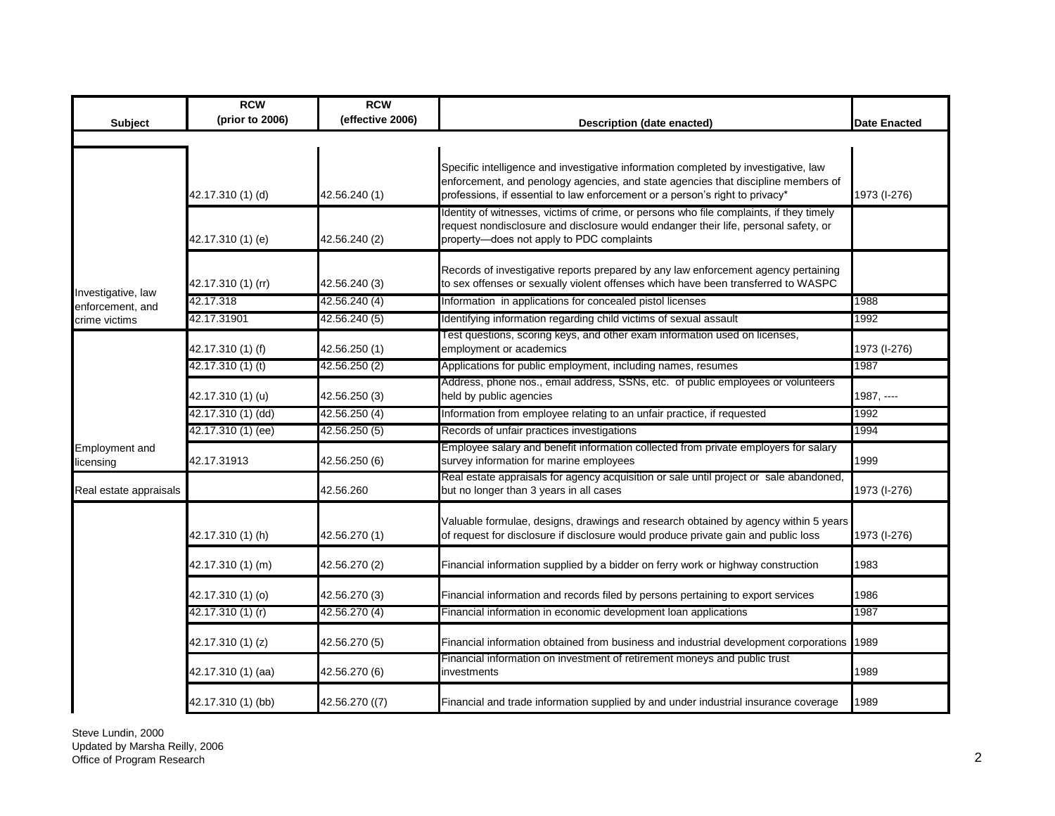| Subject | RCW (prior to 2006) | RCW (effective 2006) | Description (date enacted) | Date Enacted |
|---|---|---|---|---|
| Investigative, law enforcement, and crime victims | 42.17.310 (1) (d) | 42.56.240 (1) | Specific intelligence and investigative information completed by investigative, law enforcement, and penology agencies, and state agencies that discipline members of professions, if essential to law enforcement or a person's right to privacy* | 1973 (I-276) |
| | 42.17.310 (1) (e) | 42.56.240 (2) | Identity of witnesses, victims of crime, or persons who file complaints, if they timely request nondisclosure and disclosure would endanger their life, personal safety, or property—does not apply to PDC complaints | |
| | 42.17.310 (1) (rr) | 42.56.240 (3) | Records of investigative reports prepared by any law enforcement agency pertaining to sex offenses or sexually violent offenses which have been transferred to WASPC | |
| | 42.17.318 | 42.56.240 (4) | Information in applications for concealed pistol licenses | 1988 |
| | 42.17.31901 | 42.56.240 (5) | Identifying information regarding child victims of sexual assault | 1992 |
| Employment and licensing | 42.17.310 (1) (f) | 42.56.250 (1) | Test questions, scoring keys, and other exam information used on licenses, employment or academics | 1973 (I-276) |
| | 42.17.310 (1) (t) | 42.56.250 (2) | Applications for public employment, including names, resumes | 1987 |
| | 42.17.310 (1) (u) | 42.56.250 (3) | Address, phone nos., email address, SSNs, etc. of public employees or volunteers held by public agencies | 1987, ---- |
| | 42.17.310 (1) (dd) | 42.56.250 (4) | Information from employee relating to an unfair practice, if requested | 1992 |
| | 42.17.310 (1) (ee) | 42.56.250 (5) | Records of unfair practices investigations | 1994 |
| | 42.17.31913 | 42.56.250 (6) | Employee salary and benefit information collected from private employers for salary survey information for marine employees | 1999 |
| Real estate appraisals | | 42.56.260 | Real estate appraisals for agency acquisition or sale until project or sale abandoned, but no longer than 3 years in all cases | 1973 (I-276) |
| | 42.17.310 (1) (h) | 42.56.270 (1) | Valuable formulae, designs, drawings and research obtained by agency within 5 years of request for disclosure if disclosure would produce private gain and public loss | 1973 (I-276) |
| | 42.17.310 (1) (m) | 42.56.270 (2) | Financial information supplied by a bidder on ferry work or highway construction | 1983 |
| | 42.17.310 (1) (o) | 42.56.270 (3) | Financial information and records filed by persons pertaining to export services | 1986 |
| | 42.17.310 (1) (r) | 42.56.270 (4) | Financial information in economic development loan applications | 1987 |
| | 42.17.310 (1) (z) | 42.56.270 (5) | Financial information obtained from business and industrial development corporations | 1989 |
| | 42.17.310 (1) (aa) | 42.56.270 (6) | Financial information on investment of retirement moneys and public trust investments | 1989 |
| | 42.17.310 (1) (bb) | 42.56.270 ((7) | Financial and trade information supplied by and under industrial insurance coverage | 1989 |

Steve Lundin, 2000
Updated by Marsha Reilly, 2006
Office of Program Research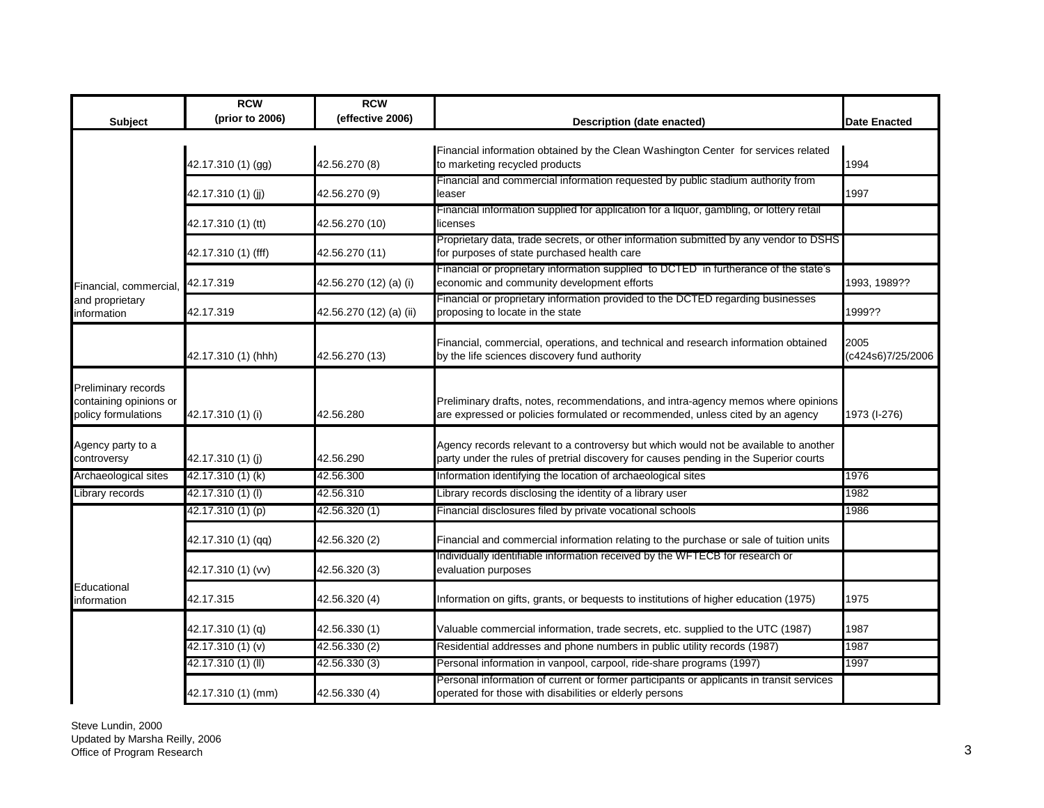| Subject | RCW (prior to 2006) | RCW (effective 2006) | Description (date enacted) | Date Enacted |
|---|---|---|---|---|
| Financial, commercial, and proprietary information | 42.17.310 (1) (gg) | 42.56.270 (8) | Financial information obtained by the Clean Washington Center for services related to marketing recycled products | 1994 |
| | 42.17.310 (1) (jj) | 42.56.270 (9) | Financial and commercial information requested by public stadium authority from leaser | 1997 |
| | 42.17.310 (1) (tt) | 42.56.270 (10) | Financial information supplied for application for a liquor, gambling, or lottery retail licenses | |
| | 42.17.310 (1) (fff) | 42.56.270 (11) | Proprietary data, trade secrets, or other information submitted by any vendor to DSHS for purposes of state purchased health care | |
| | 42.17.319 | 42.56.270 (12) (a) (i) | Financial or proprietary information supplied to DCTED in furtherance of the state's economic and community development efforts | 1993, 1989?? |
| | 42.17.319 | 42.56.270 (12) (a) (ii) | Financial or proprietary information provided to the DCTED regarding businesses proposing to locate in the state | 1999?? |
| | 42.17.310 (1) (hhh) | 42.56.270 (13) | Financial, commercial, operations, and technical and research information obtained by the life sciences discovery fund authority | 2005 (c424s6)7/25/2006 |
| Preliminary records containing opinions or policy formulations | 42.17.310 (1) (i) | 42.56.280 | Preliminary drafts, notes, recommendations, and intra-agency memos where opinions are expressed or policies formulated or recommended, unless cited by an agency | 1973 (I-276) |
| Agency party to a controversy | 42.17.310 (1) (j) | 42.56.290 | Agency records relevant to a controversy but which would not be available to another party under the rules of pretrial discovery for causes pending in the Superior courts | |
| Archaeological sites | 42.17.310 (1) (k) | 42.56.300 | Information identifying the location of archaeological sites | 1976 |
| Library records | 42.17.310 (1) (l) | 42.56.310 | Library records disclosing the identity of a library user | 1982 |
| Educational information | 42.17.310 (1) (p) | 42.56.320 (1) | Financial disclosures filed by private vocational schools | 1986 |
| | 42.17.310 (1) (qq) | 42.56.320 (2) | Financial and commercial information relating to the purchase or sale of tuition units | |
| | 42.17.310 (1) (vv) | 42.56.320 (3) | Individually identifiable information received by the WFTECB for research or evaluation purposes | |
| | 42.17.315 | 42.56.320 (4) | Information on gifts, grants, or bequests to institutions of higher education (1975) | 1975 |
| | 42.17.310 (1) (q) | 42.56.330 (1) | Valuable commercial information, trade secrets, etc. supplied to the UTC (1987) | 1987 |
| | 42.17.310 (1) (v) | 42.56.330 (2) | Residential addresses and phone numbers in public utility records (1987) | 1987 |
| | 42.17.310 (1) (ll) | 42.56.330 (3) | Personal information in vanpool, carpool, ride-share programs (1997) | 1997 |
| | 42.17.310 (1) (mm) | 42.56.330 (4) | Personal information of current or former participants or applicants in transit services operated for those with disabilities or elderly persons | |

Steve Lundin, 2000
Updated by Marsha Reilly, 2006
Office of Program Research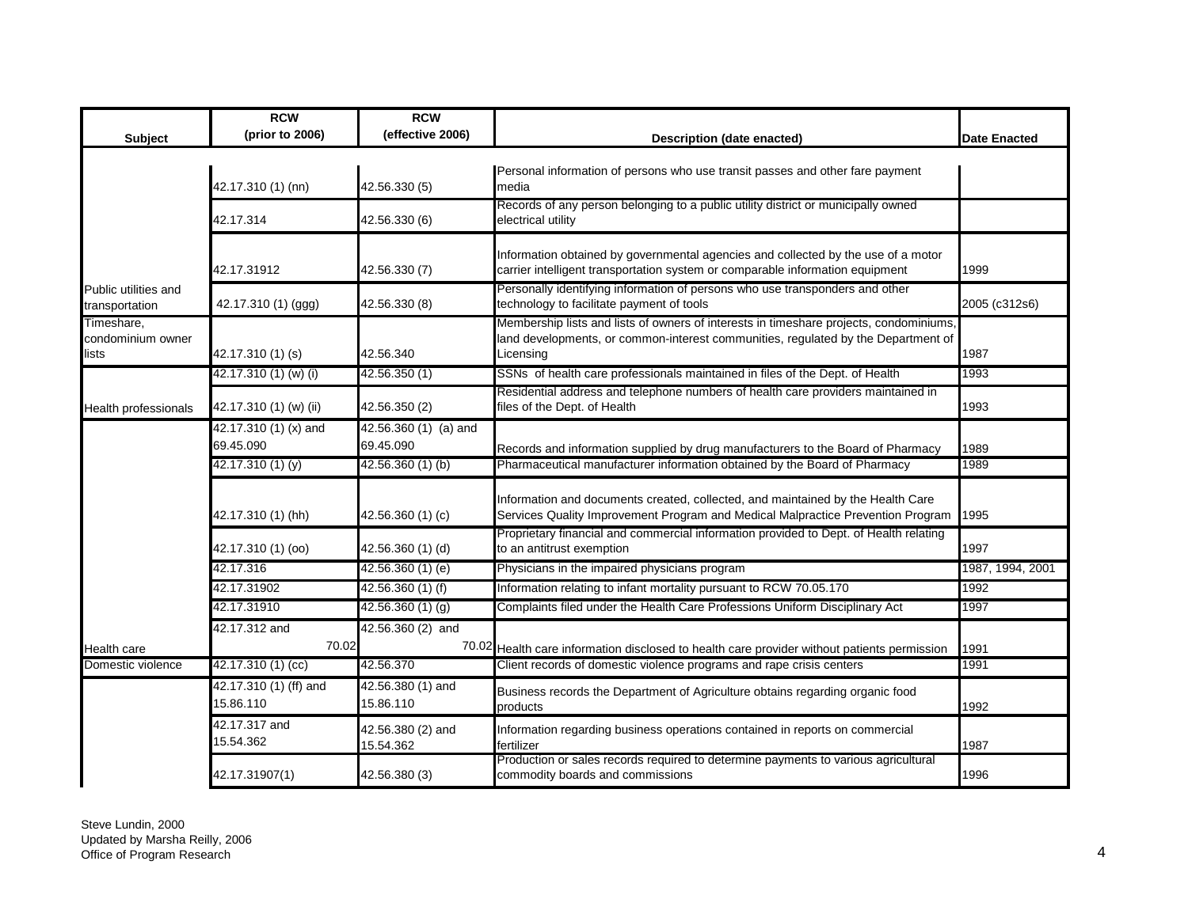| Subject | RCW (prior to 2006) | RCW (effective 2006) | Description (date enacted) | Date Enacted |
|---|---|---|---|---|
| | 42.17.310 (1) (nn) | 42.56.330 (5) | Personal information of persons who use transit passes and other fare payment media | |
| | 42.17.314 | 42.56.330 (6) | Records of any person belonging to a public utility district or municipally owned electrical utility | |
| | 42.17.31912 | 42.56.330 (7) | Information obtained by governmental agencies and collected by the use of a motor carrier intelligent transportation system or comparable information equipment | 1999 |
| Public utilities and transportation | 42.17.310 (1) (ggg) | 42.56.330 (8) | Personally identifying information of persons who use transponders and other technology to facilitate payment of tools | 2005 (c312s6) |
| Timeshare, condominium owner lists | 42.17.310 (1) (s) | 42.56.340 | Membership lists and lists of owners of interests in timeshare projects, condominiums, land developments, or common-interest communities, regulated by the Department of Licensing | 1987 |
| | 42.17.310 (1) (w) (i) | 42.56.350 (1) | SSNs of health care professionals maintained in files of the Dept. of Health | 1993 |
| Health professionals | 42.17.310 (1) (w) (ii) | 42.56.350 (2) | Residential address and telephone numbers of health care providers maintained in files of the Dept. of Health | 1993 |
| | 42.17.310 (1) (x) and 69.45.090 | 42.56.360 (1) (a) and 69.45.090 | Records and information supplied by drug manufacturers to the Board of Pharmacy | 1989 |
| | 42.17.310 (1) (y) | 42.56.360 (1) (b) | Pharmaceutical manufacturer information obtained by the Board of Pharmacy | 1989 |
| | 42.17.310 (1) (hh) | 42.56.360 (1) (c) | Information and documents created, collected, and maintained by the Health Care Services Quality Improvement Program and Medical Malpractice Prevention Program | 1995 |
| | 42.17.310 (1) (oo) | 42.56.360 (1) (d) | Proprietary financial and commercial information provided to Dept. of Health relating to an antitrust exemption | 1997 |
| | 42.17.316 | 42.56.360 (1) (e) | Physicians in the impaired physicians program | 1987, 1994, 2001 |
| | 42.17.31902 | 42.56.360 (1) (f) | Information relating to infant mortality pursuant to RCW 70.05.170 | 1992 |
| | 42.17.31910 | 42.56.360 (1) (g) | Complaints filed under the Health Care Professions Uniform Disciplinary Act | 1997 |
| Health care | 42.17.312 and 70.02 | 42.56.360 (2) and 70.02 | Health care information disclosed to health care provider without patients permission | 1991 |
| Domestic violence | 42.17.310 (1) (cc) | 42.56.370 | Client records of domestic violence programs and rape crisis centers | 1991 |
| | 42.17.310 (1) (ff) and 15.86.110 | 42.56.380 (1) and 15.86.110 | Business records the Department of Agriculture obtains regarding organic food products | 1992 |
| | 42.17.317 and 15.54.362 | 42.56.380 (2) and 15.54.362 | Information regarding business operations contained in reports on commercial fertilizer | 1987 |
| | 42.17.31907(1) | 42.56.380 (3) | Production or sales records required to determine payments to various agricultural commodity boards and commissions | 1996 |

Steve Lundin, 2000
Updated by Marsha Reilly, 2006
Office of Program Research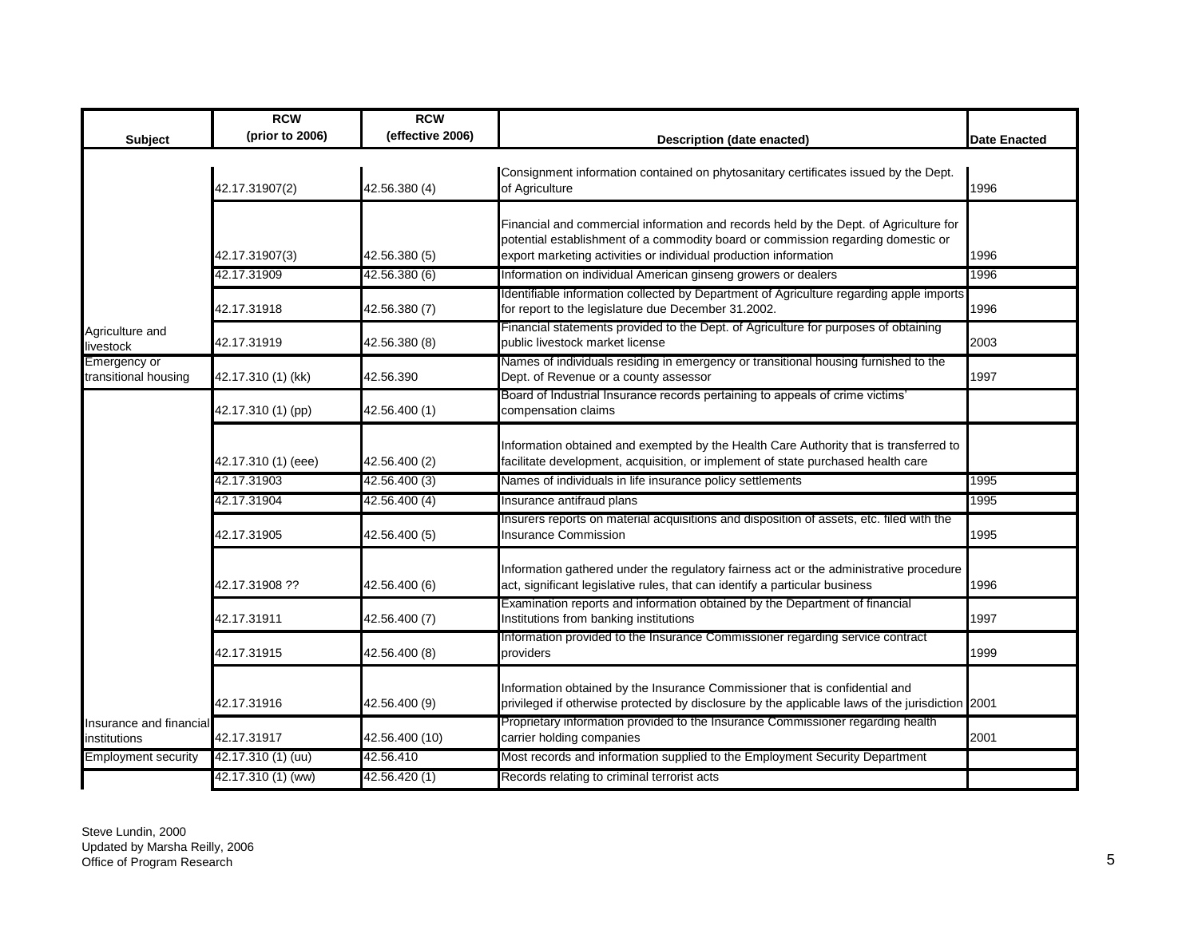| Subject | RCW (prior to 2006) | RCW (effective 2006) | Description (date enacted) | Date Enacted |
|---|---|---|---|---|
| | 42.17.31907(2) | 42.56.380 (4) | Consignment information contained on phytosanitary certificates issued by the Dept. of Agriculture | 1996 |
| | 42.17.31907(3) | 42.56.380 (5) | Financial and commercial information and records held by the Dept. of Agriculture for potential establishment of a commodity board or commission regarding domestic or export marketing activities or individual production information | 1996 |
| | 42.17.31909 | 42.56.380 (6) | Information on individual American ginseng growers or dealers | 1996 |
| | 42.17.31918 | 42.56.380 (7) | Identifiable information collected by Department of Agriculture regarding apple imports for report to the legislature due December 31.2002. | 1996 |
| Agriculture and livestock | 42.17.31919 | 42.56.380 (8) | Financial statements provided to the Dept. of Agriculture for purposes of obtaining public livestock market license | 2003 |
| Emergency or transitional housing | 42.17.310 (1) (kk) | 42.56.390 | Names of individuals residing in emergency or transitional housing furnished to the Dept. of Revenue or a county assessor | 1997 |
| | 42.17.310 (1) (pp) | 42.56.400 (1) | Board of Industrial Insurance records pertaining to appeals of crime victims' compensation claims | |
| | 42.17.310 (1) (eee) | 42.56.400 (2) | Information obtained and exempted by the Health Care Authority that is transferred to facilitate development, acquisition, or implement of state purchased health care | |
| | 42.17.31903 | 42.56.400 (3) | Names of individuals in life insurance policy settlements | 1995 |
| | 42.17.31904 | 42.56.400 (4) | Insurance antifraud plans | 1995 |
| | 42.17.31905 | 42.56.400 (5) | Insurers reports on material acquisitions and disposition of assets, etc. filed with the Insurance Commission | 1995 |
| | 42.17.31908 ?? | 42.56.400 (6) | Information gathered under the regulatory fairness act or the administrative procedure act, significant legislative rules, that can identify a particular business | 1996 |
| | 42.17.31911 | 42.56.400 (7) | Examination reports and information obtained by the Department of financial Institutions from banking institutions | 1997 |
| | 42.17.31915 | 42.56.400 (8) | Information provided to the Insurance Commissioner regarding service contract providers | 1999 |
| | 42.17.31916 | 42.56.400 (9) | Information obtained by the Insurance Commissioner that is confidential and privileged if otherwise protected by disclosure by the applicable laws of the jurisdiction | 2001 |
| Insurance and financial institutions | 42.17.31917 | 42.56.400 (10) | Proprietary information provided to the Insurance Commissioner regarding health carrier holding companies | 2001 |
| Employment security | 42.17.310 (1) (uu) | 42.56.410 | Most records and information supplied to the Employment Security Department | |
| | 42.17.310 (1) (ww) | 42.56.420 (1) | Records relating to criminal terrorist acts | |

Steve Lundin, 2000
Updated by Marsha Reilly, 2006
Office of Program Research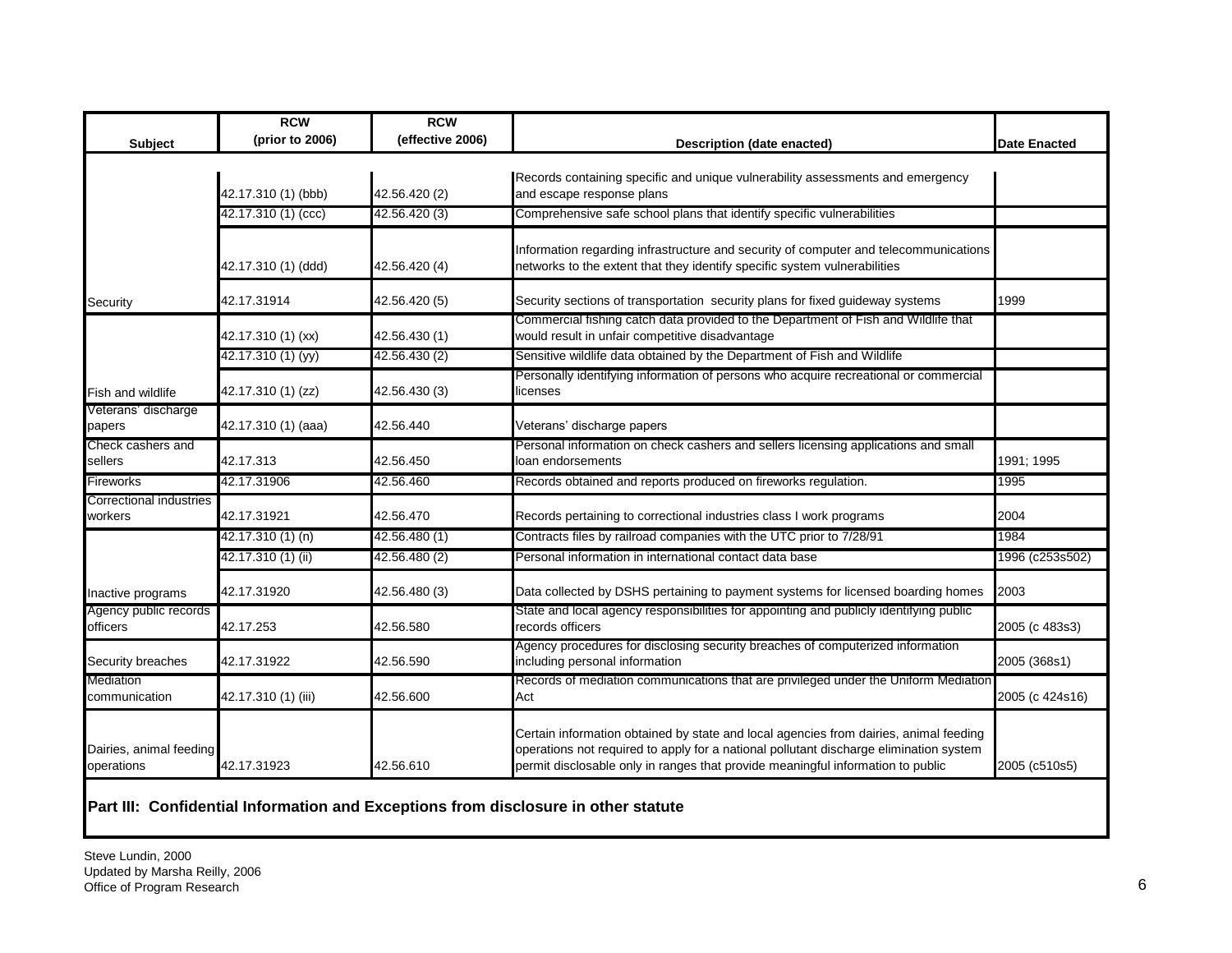| Subject | RCW (prior to 2006) | RCW (effective 2006) | Description (date enacted) | Date Enacted |
|---|---|---|---|---|
| | 42.17.310 (1) (bbb) | 42.56.420 (2) | Records containing specific and unique vulnerability assessments and emergency and escape response plans | |
| | 42.17.310 (1) (ccc) | 42.56.420 (3) | Comprehensive safe school plans that identify specific vulnerabilities | |
| | 42.17.310 (1) (ddd) | 42.56.420 (4) | Information regarding infrastructure and security of computer and telecommunications networks to the extent that they identify specific system vulnerabilities | |
| Security | 42.17.31914 | 42.56.420 (5) | Security sections of transportation security plans for fixed guideway systems | 1999 |
| | 42.17.310 (1) (xx) | 42.56.430 (1) | Commercial fishing catch data provided to the Department of Fish and Wildlife that would result in unfair competitive disadvantage | |
| | 42.17.310 (1) (yy) | 42.56.430 (2) | Sensitive wildlife data obtained by the Department of Fish and Wildlife | |
| Fish and wildlife | 42.17.310 (1) (zz) | 42.56.430 (3) | Personally identifying information of persons who acquire recreational or commercial licenses | |
| Veterans' discharge papers | 42.17.310 (1) (aaa) | 42.56.440 | Veterans' discharge papers | |
| Check cashers and sellers | 42.17.313 | 42.56.450 | Personal information on check cashers and sellers licensing applications and small loan endorsements | 1991; 1995 |
| Fireworks | 42.17.31906 | 42.56.460 | Records obtained and reports produced on fireworks regulation. | 1995 |
| Correctional industries workers | 42.17.31921 | 42.56.470 | Records pertaining to correctional industries class I work programs | 2004 |
| | 42.17.310 (1) (n) | 42.56.480 (1) | Contracts files by railroad companies with the UTC prior to 7/28/91 | 1984 |
| | 42.17.310 (1) (ii) | 42.56.480 (2) | Personal information in international contact data base | 1996 (c253s502) |
| Inactive programs | 42.17.31920 | 42.56.480 (3) | Data collected by DSHS pertaining to payment systems for licensed boarding homes | 2003 |
| Agency public records officers | 42.17.253 | 42.56.580 | State and local agency responsibilities for appointing and publicly identifying public records officers | 2005 (c 483s3) |
| Security breaches | 42.17.31922 | 42.56.590 | Agency procedures for disclosing security breaches of computerized information including personal information | 2005 (368s1) |
| Mediation communication | 42.17.310 (1) (iii) | 42.56.600 | Records of mediation communications that are privileged under the Uniform Mediation Act | 2005 (c 424s16) |
| Dairies, animal feeding operations | 42.17.31923 | 42.56.610 | Certain information obtained by state and local agencies from dairies, animal feeding operations not required to apply for a national pollutant discharge elimination system permit disclosable only in ranges that provide meaningful information to public | 2005 (c510s5) |

**Part III: Confidential Information and Exceptions from disclosure in other statute**

Steve Lundin, 2000
Updated by Marsha Reilly, 2006
Office of Program Research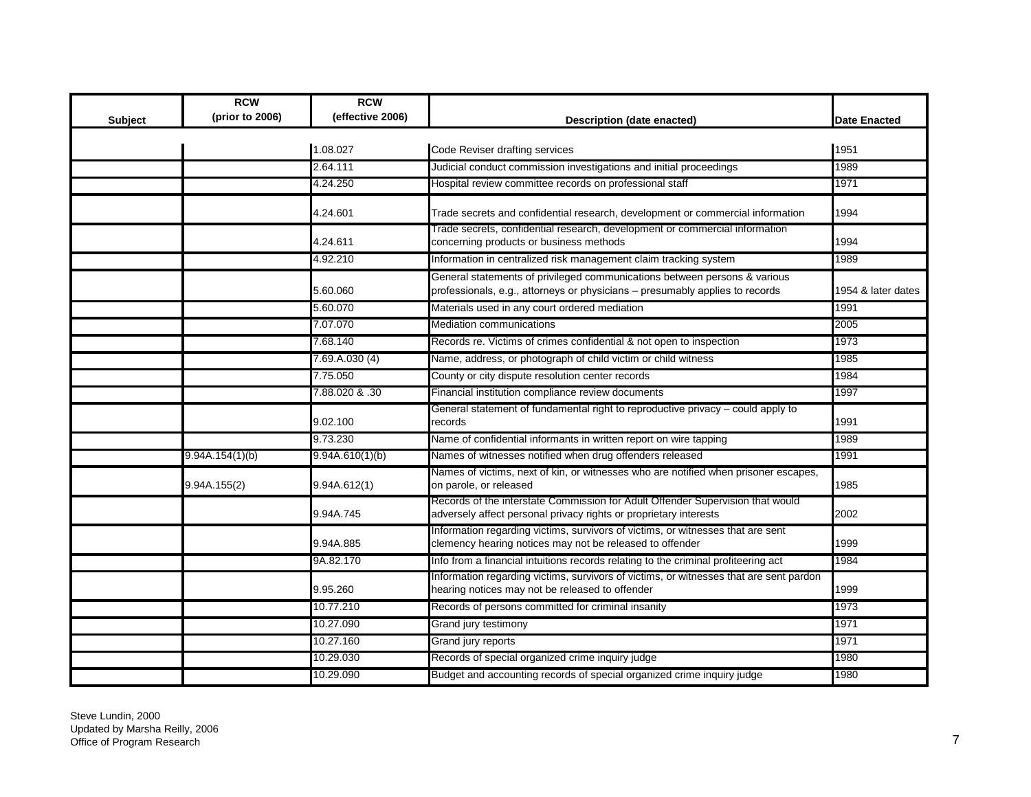| Subject | RCW (prior to 2006) | RCW (effective 2006) | Description (date enacted) | Date Enacted |
|---|---|---|---|---|
| | | 1.08.027 | Code Reviser drafting services | 1951 |
| | | 2.64.111 | Judicial conduct commission investigations and initial proceedings | 1989 |
| | | 4.24.250 | Hospital review committee records on professional staff | 1971 |
| | | 4.24.601 | Trade secrets and confidential research, development or commercial information | 1994 |
| | | 4.24.611 | Trade secrets, confidential research, development or commercial information concerning products or business methods | 1994 |
| | | 4.92.210 | Information in centralized risk management claim tracking system | 1989 |
| | | 5.60.060 | General statements of privileged communications between persons & various professionals, e.g., attorneys or physicians – presumably applies to records | 1954 & later dates |
| | | 5.60.070 | Materials used in any court ordered mediation | 1991 |
| | | 7.07.070 | Mediation communications | 2005 |
| | | 7.68.140 | Records re. Victims of crimes confidential & not open to inspection | 1973 |
| | | 7.69.A.030 (4) | Name, address, or photograph of child victim or child witness | 1985 |
| | | 7.75.050 | County or city dispute resolution center records | 1984 |
| | | 7.88.020 & .30 | Financial institution compliance review documents | 1997 |
| | | 9.02.100 | General statement of fundamental right to reproductive privacy – could apply to records | 1991 |
| | | 9.73.230 | Name of confidential informants in written report on wire tapping | 1989 |
| | 9.94A.154(1)(b) | 9.94A.610(1)(b) | Names of witnesses notified when drug offenders released | 1991 |
| | 9.94A.155(2) | 9.94A.612(1) | Names of victims, next of kin, or witnesses who are notified when prisoner escapes, on parole, or released | 1985 |
| | | 9.94A.745 | Records of the interstate Commission for Adult Offender Supervision that would adversely affect personal privacy rights or proprietary interests | 2002 |
| | | 9.94A.885 | Information regarding victims, survivors of victims, or witnesses that are sent clemency hearing notices may not be released to offender | 1999 |
| | | 9A.82.170 | Info from a financial intuitions records relating to the criminal profiteering act | 1984 |
| | | 9.95.260 | Information regarding victims, survivors of victims, or witnesses that are sent pardon hearing notices may not be released to offender | 1999 |
| | | 10.77.210 | Records of persons committed for criminal insanity | 1973 |
| | | 10.27.090 | Grand jury testimony | 1971 |
| | | 10.27.160 | Grand jury reports | 1971 |
| | | 10.29.030 | Records of special organized crime inquiry judge | 1980 |
| | | 10.29.090 | Budget and accounting records of special organized crime inquiry judge | 1980 |

Steve Lundin, 2000
Updated by Marsha Reilly, 2006
Office of Program Research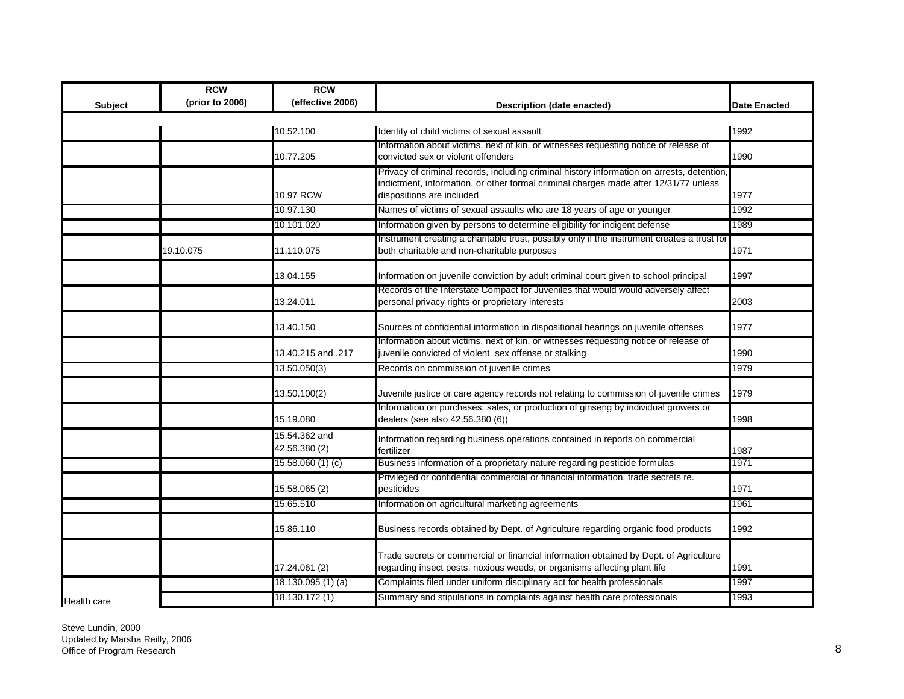| Subject | RCW (prior to 2006) | RCW (effective 2006) | Description (date enacted) | Date Enacted |
|---|---|---|---|---|
| | | 10.52.100 | Identity of child victims of sexual assault | 1992 |
| | | 10.77.205 | Information about victims, next of kin, or witnesses requesting notice of release of convicted sex or violent offenders | 1990 |
| | | 10.97 RCW | Privacy of criminal records, including criminal history information on arrests, detention, indictment, information, or other formal criminal charges made after 12/31/77 unless dispositions are included | 1977 |
| | | 10.97.130 | Names of victims of sexual assaults who are 18 years of age or younger | 1992 |
| | | 10.101.020 | Information given by persons to determine eligibility for indigent defense | 1989 |
| | 19.10.075 | 11.110.075 | Instrument creating a charitable trust, possibly only if the instrument creates a trust for both charitable and non-charitable purposes | 1971 |
| | | 13.04.155 | Information on juvenile conviction by adult criminal court given to school principal | 1997 |
| | | 13.24.011 | Records of the Interstate Compact for Juveniles that would would adversely affect personal privacy rights or proprietary interests | 2003 |
| | | 13.40.150 | Sources of confidential information in dispositional hearings on juvenile offenses | 1977 |
| | | 13.40.215 and .217 | Information about victims, next of kin, or witnesses requesting notice of release of juvenile convicted of violent sex offense or stalking | 1990 |
| | | 13.50.050(3) | Records on commission of juvenile crimes | 1979 |
| | | 13.50.100(2) | Juvenile justice or care agency records not relating to commission of juvenile crimes | 1979 |
| | | 15.19.080 | Information on purchases, sales, or production of ginseng by individual growers or dealers (see also 42.56.380 (6)) | 1998 |
| | | 15.54.362 and 42.56.380 (2) | Information regarding business operations contained in reports on commercial fertilizer | 1987 |
| | | 15.58.060 (1) (c) | Business information of a proprietary nature regarding pesticide formulas | 1971 |
| | | 15.58.065 (2) | Privileged or confidential commercial or financial information, trade secrets re. pesticides | 1971 |
| | | 15.65.510 | Information on agricultural marketing agreements | 1961 |
| | | 15.86.110 | Business records obtained by Dept. of Agriculture regarding organic food products | 1992 |
| | | 17.24.061 (2) | Trade secrets or commercial or financial information obtained by Dept. of Agriculture regarding insect pests, noxious weeds, or organisms affecting plant life | 1991 |
| | | 18.130.095 (1) (a) | Complaints filed under uniform disciplinary act for health professionals | 1997 |
| Health care | | 18.130.172 (1) | Summary and stipulations in complaints against health care professionals | 1993 |

Steve Lundin, 2000
Updated by Marsha Reilly, 2006
Office of Program Research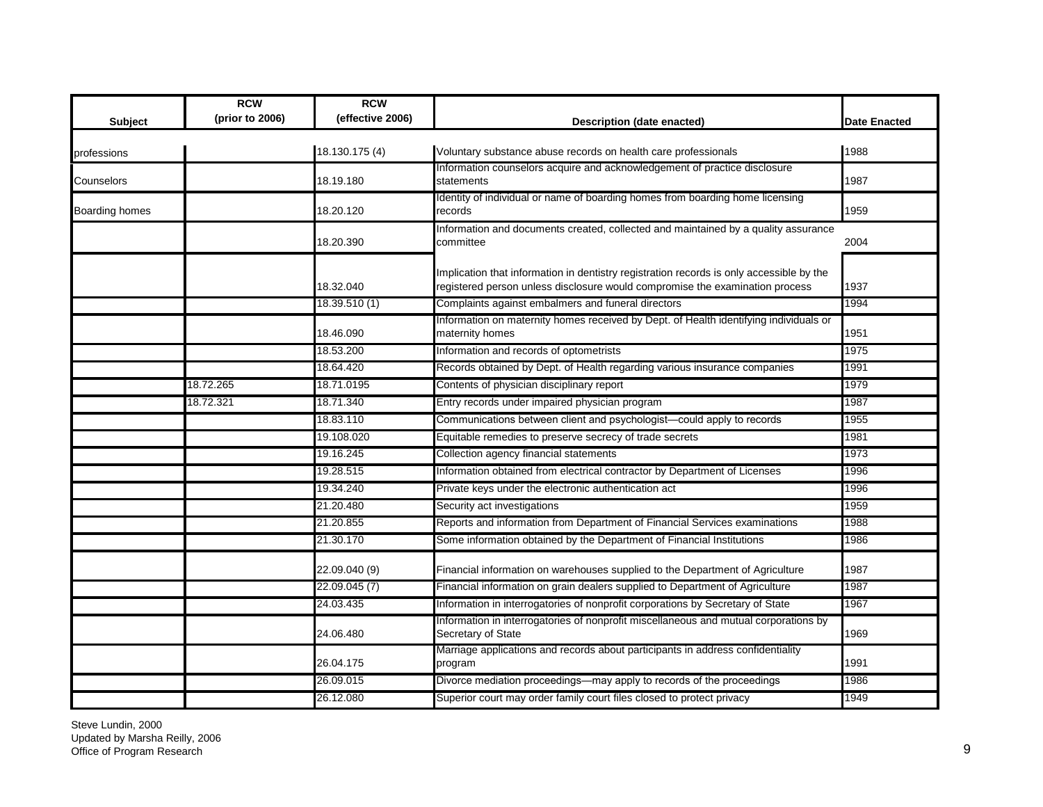| Subject | RCW (prior to 2006) | RCW (effective 2006) | Description (date enacted) | Date Enacted |
|---|---|---|---|---|
| professions | | 18.130.175 (4) | Voluntary substance abuse records on health care professionals | 1988 |
| Counselors | | 18.19.180 | Information counselors acquire and acknowledgement of practice disclosure statements | 1987 |
| Boarding homes | | 18.20.120 | Identity of individual or name of boarding homes from boarding home licensing records | 1959 |
| | | 18.20.390 | Information and documents created, collected and maintained by a quality assurance committee | 2004 |
| | | 18.32.040 | Implication that information in dentistry registration records is only accessible by the registered person unless disclosure would compromise the examination process | 1937 |
| | | 18.39.510 (1) | Complaints against embalmers and funeral directors | 1994 |
| | | 18.46.090 | Information on maternity homes received by Dept. of Health identifying individuals or maternity homes | 1951 |
| | | 18.53.200 | Information and records of optometrists | 1975 |
| | | 18.64.420 | Records obtained by Dept. of Health regarding various insurance companies | 1991 |
| | 18.72.265 | 18.71.0195 | Contents of physician disciplinary report | 1979 |
| | 18.72.321 | 18.71.340 | Entry records under impaired physician program | 1987 |
| | | 18.83.110 | Communications between client and psychologist—could apply to records | 1955 |
| | | 19.108.020 | Equitable remedies to preserve secrecy of trade secrets | 1981 |
| | | 19.16.245 | Collection agency financial statements | 1973 |
| | | 19.28.515 | Information obtained from electrical contractor by Department of Licenses | 1996 |
| | | 19.34.240 | Private keys under the electronic authentication act | 1996 |
| | | 21.20.480 | Security act investigations | 1959 |
| | | 21.20.855 | Reports and information from Department of Financial Services examinations | 1988 |
| | | 21.30.170 | Some information obtained by the Department of Financial Institutions | 1986 |
| | | 22.09.040 (9) | Financial information on warehouses supplied to the Department of Agriculture | 1987 |
| | | 22.09.045 (7) | Financial information on grain dealers supplied to Department of Agriculture | 1987 |
| | | 24.03.435 | Information in interrogatories of nonprofit corporations by Secretary of State | 1967 |
| | | 24.06.480 | Information in interrogatories of nonprofit miscellaneous and mutual corporations by Secretary of State | 1969 |
| | | 26.04.175 | Marriage applications and records about participants in address confidentiality program | 1991 |
| | | 26.09.015 | Divorce mediation proceedings—may apply to records of the proceedings | 1986 |
| | | 26.12.080 | Superior court may order family court files closed to protect privacy | 1949 |

Steve Lundin, 2000
Updated by Marsha Reilly, 2006
Office of Program Research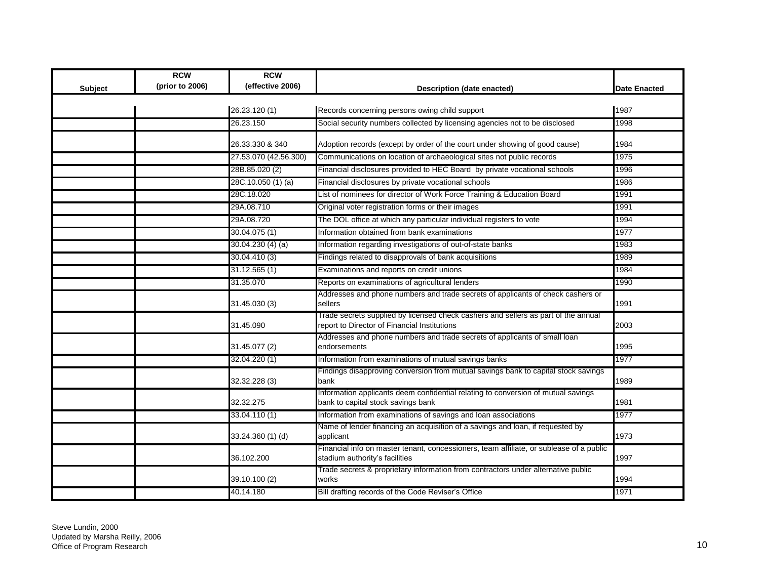| Subject | RCW (prior to 2006) | RCW (effective 2006) | Description (date enacted) | Date Enacted |
|---|---|---|---|---|
| | | 26.23.120 (1) | Records concerning persons owing child support | 1987 |
| | | 26.23.150 | Social security numbers collected by licensing agencies not to be disclosed | 1998 |
| | | 26.33.330 & 340 | Adoption records (except by order of the court under showing of good cause) | 1984 |
| | | 27.53.070 (42.56.300) | Communications on location of archaeological sites not public records | 1975 |
| | | 28B.85.020 (2) | Financial disclosures provided to HEC Board by private vocational schools | 1996 |
| | | 28C.10.050 (1) (a) | Financial disclosures by private vocational schools | 1986 |
| | | 28C.18.020 | List of nominees for director of Work Force Training & Education Board | 1991 |
| | | 29A.08.710 | Original voter registration forms or their images | 1991 |
| | | 29A.08.720 | The DOL office at which any particular individual registers to vote | 1994 |
| | | 30.04.075 (1) | Information obtained from bank examinations | 1977 |
| | | 30.04.230 (4) (a) | Information regarding investigations of out-of-state banks | 1983 |
| | | 30.04.410 (3) | Findings related to disapprovals of bank acquisitions | 1989 |
| | | 31.12.565 (1) | Examinations and reports on credit unions | 1984 |
| | | 31.35.070 | Reports on examinations of agricultural lenders | 1990 |
| | | 31.45.030 (3) | Addresses and phone numbers and trade secrets of applicants of check cashers or sellers | 1991 |
| | | 31.45.090 | Trade secrets supplied by licensed check cashers and sellers as part of the annual report to Director of Financial Institutions | 2003 |
| | | 31.45.077 (2) | Addresses and phone numbers and trade secrets of applicants of small loan endorsements | 1995 |
| | | 32.04.220 (1) | Information from examinations of mutual savings banks | 1977 |
| | | 32.32.228 (3) | Findings disapproving conversion from mutual savings bank to capital stock savings bank | 1989 |
| | | 32.32.275 | Information applicants deem confidential relating to conversion of mutual savings bank to capital stock savings bank | 1981 |
| | | 33.04.110 (1) | Information from examinations of savings and loan associations | 1977 |
| | | 33.24.360 (1) (d) | Name of lender financing an acquisition of a savings and loan, if requested by applicant | 1973 |
| | | 36.102.200 | Financial info on master tenant, concessioners, team affiliate, or sublease of a public stadium authority's facilities | 1997 |
| | | 39.10.100 (2) | Trade secrets & proprietary information from contractors under alternative public works | 1994 |
| | | 40.14.180 | Bill drafting records of the Code Reviser's Office | 1971 |

Steve Lundin, 2000
Updated by Marsha Reilly, 2006
Office of Program Research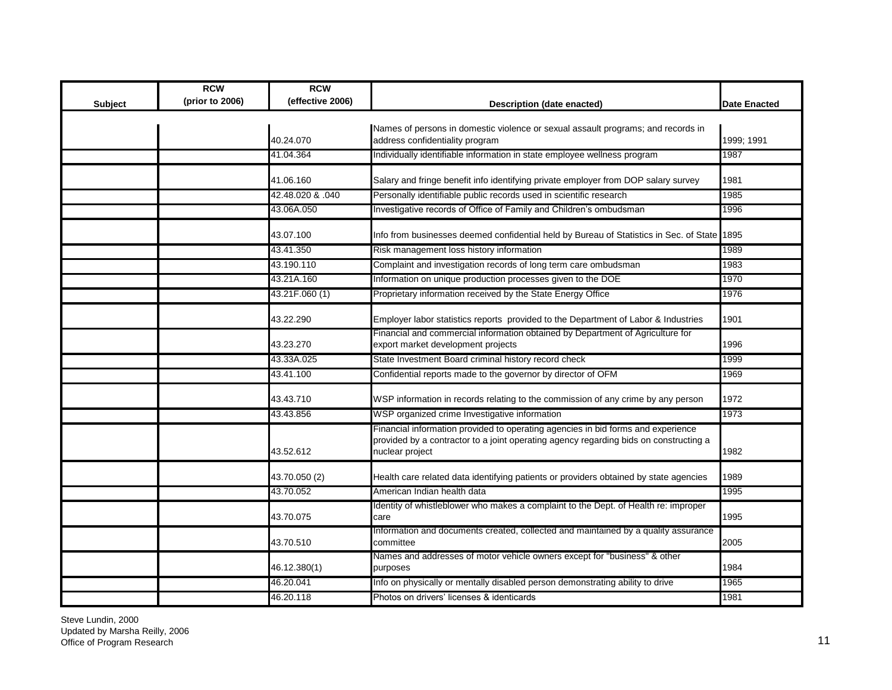| Subject | RCW (prior to 2006) | RCW (effective 2006) | Description (date enacted) | Date Enacted |
|---|---|---|---|---|
| | | 40.24.070 | Names of persons in domestic violence or sexual assault programs; and records in address confidentiality program | 1999; 1991 |
| | | 41.04.364 | Individually identifiable information in state employee wellness program | 1987 |
| | | 41.06.160 | Salary and fringe benefit info identifying private employer from DOP salary survey | 1981 |
| | | 42.48.020 & .040 | Personally identifiable public records used in scientific research | 1985 |
| | | 43.06A.050 | Investigative records of Office of Family and Children's ombudsman | 1996 |
| | | 43.07.100 | Info from businesses deemed confidential held by Bureau of Statistics in Sec. of State | 1895 |
| | | 43.41.350 | Risk management loss history information | 1989 |
| | | 43.190.110 | Complaint and investigation records of long term care ombudsman | 1983 |
| | | 43.21A.160 | Information on unique production processes given to the DOE | 1970 |
| | | 43.21F.060 (1) | Proprietary information received by the State Energy Office | 1976 |
| | | 43.22.290 | Employer labor statistics reports provided to the Department of Labor & Industries | 1901 |
| | | 43.23.270 | Financial and commercial information obtained by Department of Agriculture for export market development projects | 1996 |
| | | 43.33A.025 | State Investment Board criminal history record check | 1999 |
| | | 43.41.100 | Confidential reports made to the governor by director of OFM | 1969 |
| | | 43.43.710 | WSP information in records relating to the commission of any crime by any person | 1972 |
| | | 43.43.856 | WSP organized crime Investigative information | 1973 |
| | | 43.52.612 | Financial information provided to operating agencies in bid forms and experience provided by a contractor to a joint operating agency regarding bids on constructing a nuclear project | 1982 |
| | | 43.70.050 (2) | Health care related data identifying patients or providers obtained by state agencies | 1989 |
| | | 43.70.052 | American Indian health data | 1995 |
| | | 43.70.075 | Identity of whistleblower who makes a complaint to the Dept. of Health re: improper care | 1995 |
| | | 43.70.510 | Information and documents created, collected and maintained by a quality assurance committee | 2005 |
| | | 46.12.380(1) | Names and addresses of motor vehicle owners except for "business" & other purposes | 1984 |
| | | 46.20.041 | Info on physically or mentally disabled person demonstrating ability to drive | 1965 |
| | | 46.20.118 | Photos on drivers' licenses & identicards | 1981 |

Steve Lundin, 2000
Updated by Marsha Reilly, 2006
Office of Program Research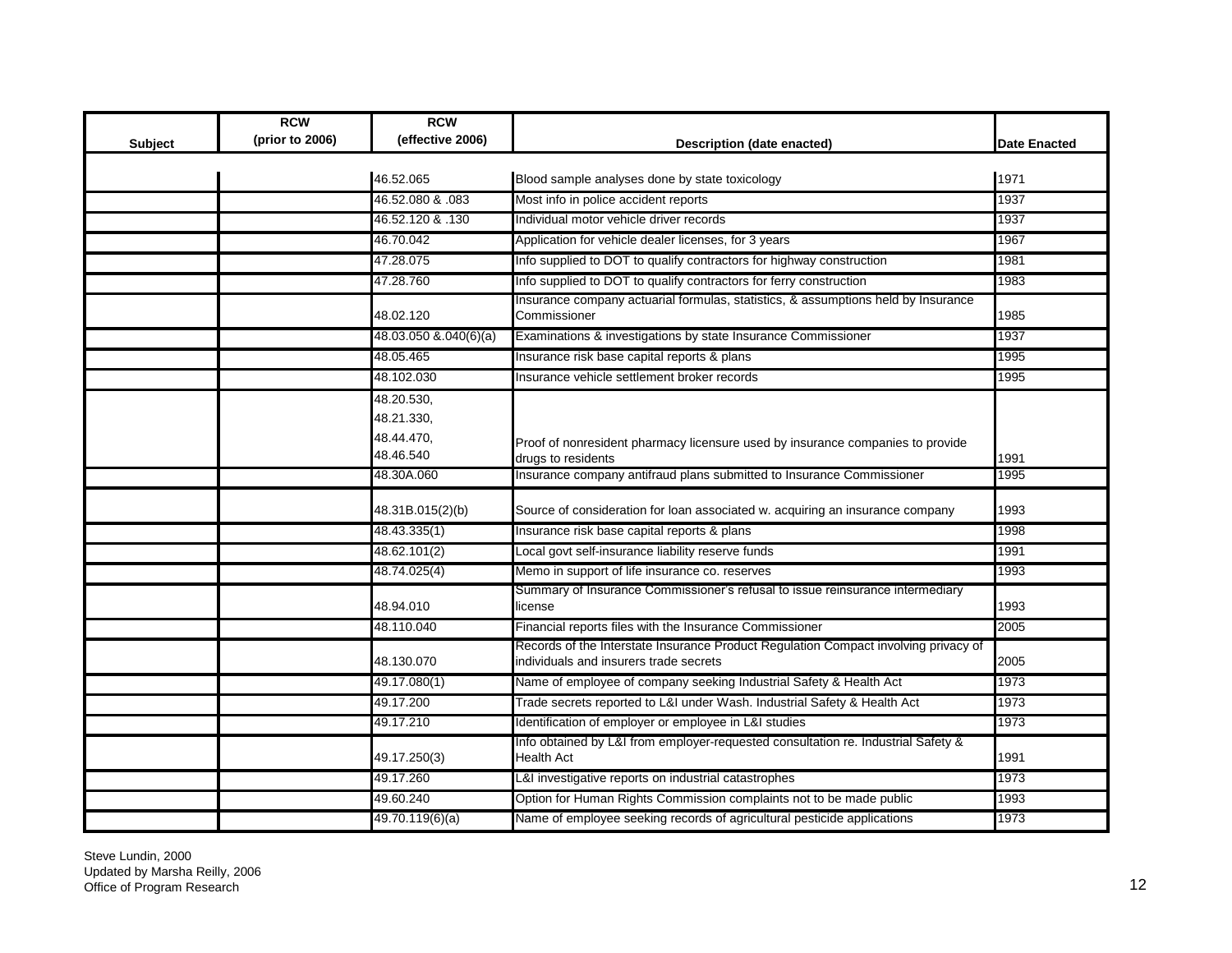| Subject | RCW (prior to 2006) | RCW (effective 2006) | Description (date enacted) | Date Enacted |
| --- | --- | --- | --- | --- |
| | | 46.52.065 | Blood sample analyses done by state toxicology | 1971 |
| | | 46.52.080 & .083 | Most info in police accident reports | 1937 |
| | | 46.52.120 & .130 | Individual motor vehicle driver records | 1937 |
| | | 46.70.042 | Application for vehicle dealer licenses, for 3 years | 1967 |
| | | 47.28.075 | Info supplied to DOT to qualify contractors for highway construction | 1981 |
| | | 47.28.760 | Info supplied to DOT to qualify contractors for ferry construction | 1983 |
| | | 48.02.120 | Insurance company actuarial formulas, statistics, & assumptions held by Insurance Commissioner | 1985 |
| | | 48.03.050 &.040(6)(a) | Examinations & investigations by state Insurance Commissioner | 1937 |
| | | 48.05.465 | Insurance risk base capital reports & plans | 1995 |
| | | 48.102.030 | Insurance vehicle settlement broker records | 1995 |
| | | 48.20.530, 48.21.330, 48.44.470, 48.46.540 | Proof of nonresident pharmacy licensure used by insurance companies to provide drugs to residents | 1991 |
| | | 48.30A.060 | Insurance company antifraud plans submitted to Insurance Commissioner | 1995 |
| | | 48.31B.015(2)(b) | Source of consideration for loan associated w. acquiring an insurance company | 1993 |
| | | 48.43.335(1) | Insurance risk base capital reports & plans | 1998 |
| | | 48.62.101(2) | Local govt self-insurance liability reserve funds | 1991 |
| | | 48.74.025(4) | Memo in support of life insurance co. reserves | 1993 |
| | | 48.94.010 | Summary of Insurance Commissioner's refusal to issue reinsurance intermediary license | 1993 |
| | | 48.110.040 | Financial reports files with the Insurance Commissioner | 2005 |
| | | 48.130.070 | Records of the Interstate Insurance Product Regulation Compact involving privacy of individuals and insurers trade secrets | 2005 |
| | | 49.17.080(1) | Name of employee of company seeking Industrial Safety & Health Act | 1973 |
| | | 49.17.200 | Trade secrets reported to L&I under Wash. Industrial Safety & Health Act | 1973 |
| | | 49.17.210 | Identification of employer or employee in L&I studies | 1973 |
| | | 49.17.250(3) | Info obtained by L&I from employer-requested consultation re. Industrial Safety & Health Act | 1991 |
| | | 49.17.260 | L&I investigative reports on industrial catastrophes | 1973 |
| | | 49.60.240 | Option for Human Rights Commission complaints not to be made public | 1993 |
| | | 49.70.119(6)(a) | Name of employee seeking records of agricultural pesticide applications | 1973 |

Steve Lundin, 2000
Updated by Marsha Reilly, 2006
Office of Program Research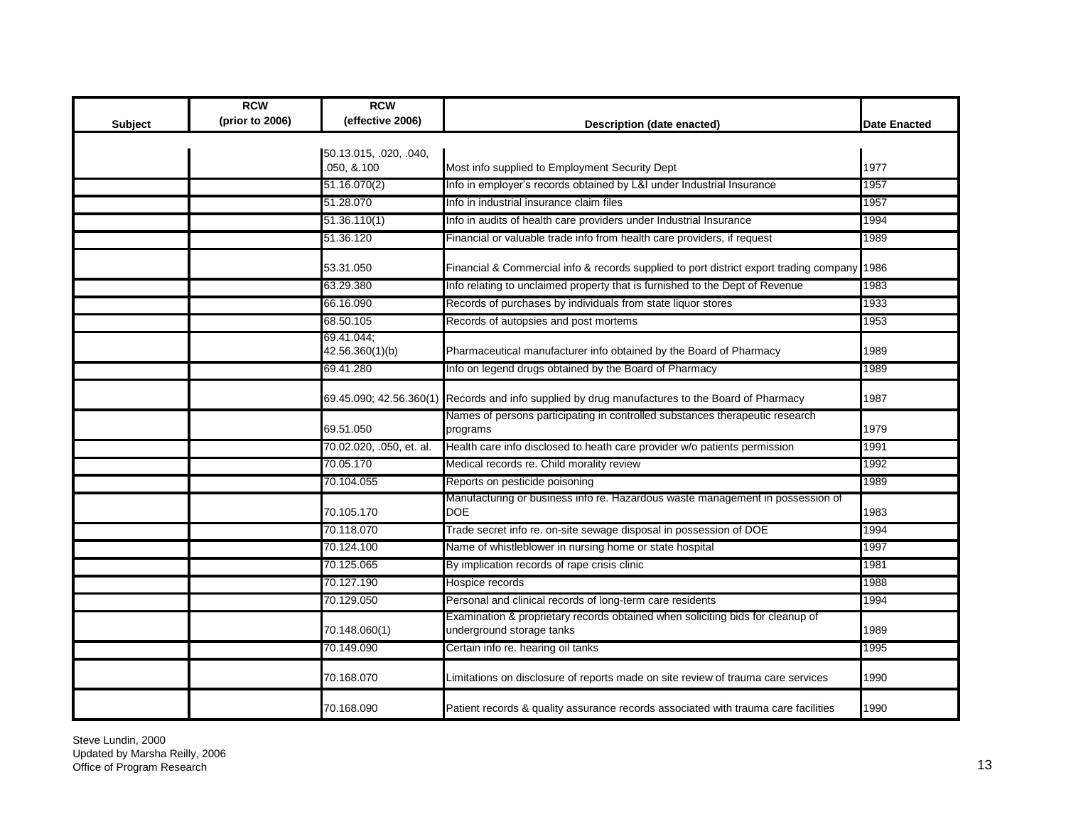| Subject | RCW (prior to 2006) | RCW (effective 2006) | Description (date enacted) | Date Enacted |
|---|---|---|---|---|
| | | 50.13.015, .020, .040, .050, &.100 | Most info supplied to Employment Security Dept | 1977 |
| | | 51.16.070(2) | Info in employer's records obtained by L&I under Industrial Insurance | 1957 |
| | | 51.28.070 | Info in industrial insurance claim files | 1957 |
| | | 51.36.110(1) | Info in audits of health care providers under Industrial Insurance | 1994 |
| | | 51.36.120 | Financial or valuable trade info from health care providers, if request | 1989 |
| | | 53.31.050 | Financial & Commercial info & records supplied to port district export trading company | 1986 |
| | | 63.29.380 | Info relating to unclaimed property that is furnished to the Dept of Revenue | 1983 |
| | | 66.16.090 | Records of purchases by individuals from state liquor stores | 1933 |
| | | 68.50.105 | Records of autopsies and post mortems | 1953 |
| | | 69.41.044; 42.56.360(1)(b) | Pharmaceutical manufacturer info obtained by the Board of Pharmacy | 1989 |
| | | 69.41.280 | Info on legend drugs obtained by the Board of Pharmacy | 1989 |
| | | 69.45.090; 42.56.360(1) | Records and info supplied by drug manufactures to the Board of Pharmacy | 1987 |
| | | 69.51.050 | Names of persons participating in controlled substances therapeutic research programs | 1979 |
| | | 70.02.020, .050, et. al. | Health care info disclosed to heath care provider w/o patients permission | 1991 |
| | | 70.05.170 | Medical records re. Child morality review | 1992 |
| | | 70.104.055 | Reports on pesticide poisoning | 1989 |
| | | 70.105.170 | Manufacturing or business info re. Hazardous waste management in possession of DOE | 1983 |
| | | 70.118.070 | Trade secret info re. on-site sewage disposal in possession of DOE | 1994 |
| | | 70.124.100 | Name of whistleblower in nursing home or state hospital | 1997 |
| | | 70.125.065 | By implication records of rape crisis clinic | 1981 |
| | | 70.127.190 | Hospice records | 1988 |
| | | 70.129.050 | Personal and clinical records of long-term care residents | 1994 |
| | | 70.148.060(1) | Examination & proprietary records obtained when soliciting bids for cleanup of underground storage tanks | 1989 |
| | | 70.149.090 | Certain info re. hearing oil tanks | 1995 |
| | | 70.168.070 | Limitations on disclosure of reports made on site review of trauma care services | 1990 |
| | | 70.168.090 | Patient records & quality assurance records associated with trauma care facilities | 1990 |

Steve Lundin, 2000
Updated by Marsha Reilly, 2006
Office of Program Research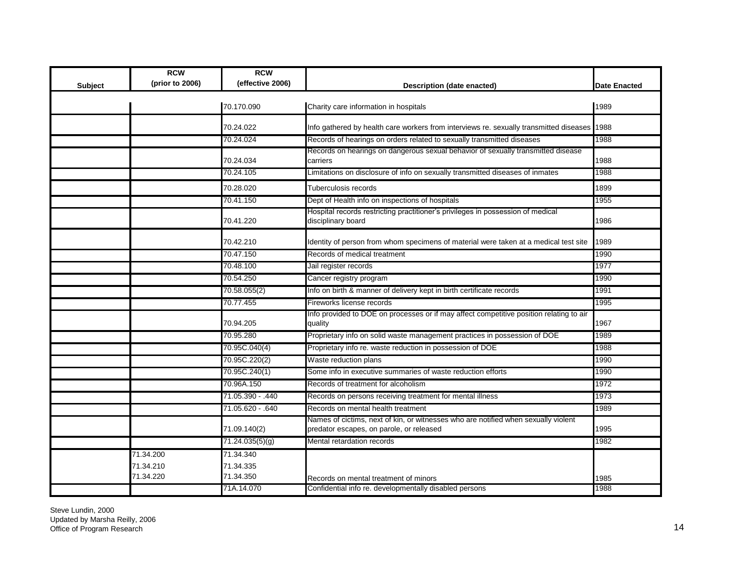| Subject | RCW (prior to 2006) | RCW (effective 2006) | Description (date enacted) | Date Enacted |
|---|---|---|---|---|
| | | 70.170.090 | Charity care information in hospitals | 1989 |
| | | 70.24.022 | Info gathered by health care workers from interviews re. sexually transmitted diseases | 1988 |
| | | 70.24.024 | Records of hearings on orders related to sexually transmitted diseases | 1988 |
| | | 70.24.034 | Records on hearings on dangerous sexual behavior of sexually transmitted disease carriers | 1988 |
| | | 70.24.105 | Limitations on disclosure of info on sexually transmitted diseases of inmates | 1988 |
| | | 70.28.020 | Tuberculosis records | 1899 |
| | | 70.41.150 | Dept of Health info on inspections of hospitals | 1955 |
| | | 70.41.220 | Hospital records restricting practitioner's privileges in possession of medical disciplinary board | 1986 |
| | | 70.42.210 | Identity of person from whom specimens of material were taken at a medical test site | 1989 |
| | | 70.47.150 | Records of medical treatment | 1990 |
| | | 70.48.100 | Jail register records | 1977 |
| | | 70.54.250 | Cancer registry program | 1990 |
| | | 70.58.055(2) | Info on birth & manner of delivery kept in birth certificate records | 1991 |
| | | 70.77.455 | Fireworks license records | 1995 |
| | | 70.94.205 | Info provided to DOE on processes or if may affect competitive position relating to air quality | 1967 |
| | | 70.95.280 | Proprietary info on solid waste management practices in possession of DOE | 1989 |
| | | 70.95C.040(4) | Proprietary info re. waste reduction in possession of DOE | 1988 |
| | | 70.95C.220(2) | Waste reduction plans | 1990 |
| | | 70.95C.240(1) | Some info in executive summaries of waste reduction efforts | 1990 |
| | | 70.96A.150 | Records of treatment for alcoholism | 1972 |
| | | 71.05.390 - .440 | Records on persons receiving treatment for mental illness | 1973 |
| | | 71.05.620 - .640 | Records on mental health treatment | 1989 |
| | | 71.09.140(2) | Names of cictims, next of kin, or witnesses who are notified when sexually violent predator escapes, on parole, or released | 1995 |
| | | 71.24.035(5)(g) | Mental retardation records | 1982 |
| | 71.34.200<br>71.34.210<br>71.34.220 | 71.34.340<br>71.34.335<br>71.34.350 | Records on mental treatment of minors | 1985 |
| | | 71A.14.070 | Confidential info re. developmentally disabled persons | 1988 |

Steve Lundin, 2000
Updated by Marsha Reilly, 2006
Office of Program Research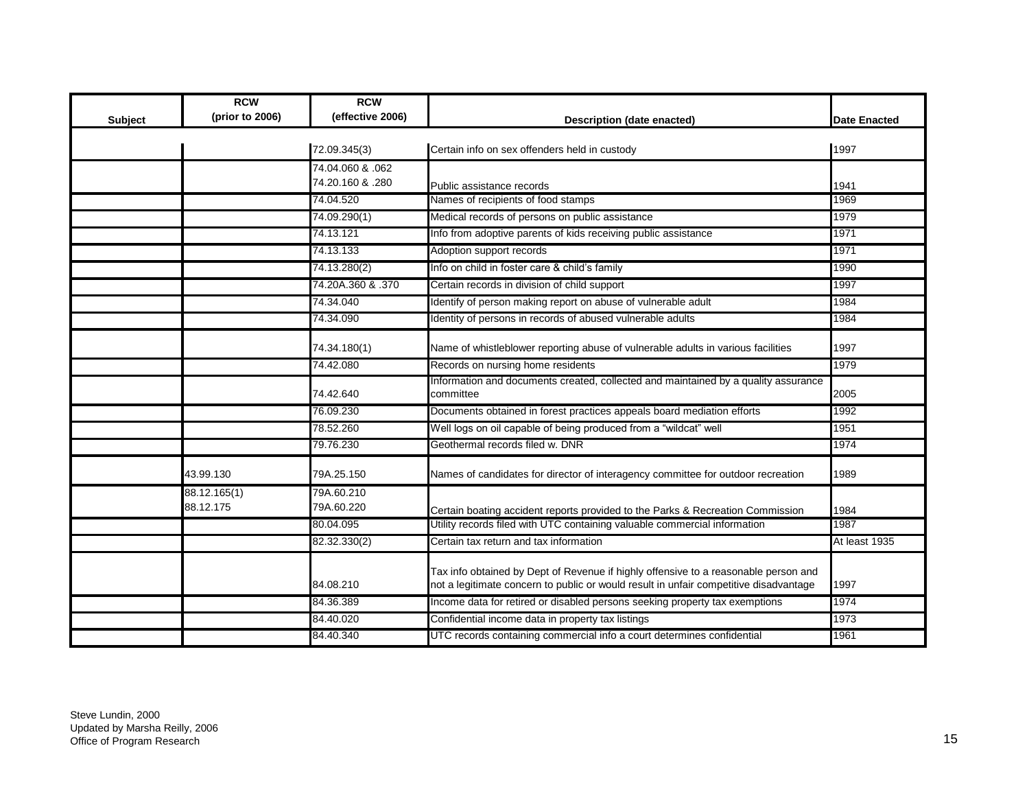| Subject | RCW (prior to 2006) | RCW (effective 2006) | Description (date enacted) | Date Enacted |
|---|---|---|---|---|
| | | 72.09.345(3) | Certain info on sex offenders held in custody | 1997 |
| | | 74.04.060 & .062 74.20.160 & .280 | Public assistance records | 1941 |
| | | 74.04.520 | Names of recipients of food stamps | 1969 |
| | | 74.09.290(1) | Medical records of persons on public assistance | 1979 |
| | | 74.13.121 | Info from adoptive parents of kids receiving public assistance | 1971 |
| | | 74.13.133 | Adoption support records | 1971 |
| | | 74.13.280(2) | Info on child in foster care & child's family | 1990 |
| | | 74.20A.360 & .370 | Certain records in division of child support | 1997 |
| | | 74.34.040 | Identify of person making report on abuse of vulnerable adult | 1984 |
| | | 74.34.090 | Identity of persons in records of abused vulnerable adults | 1984 |
| | | 74.34.180(1) | Name of whistleblower reporting abuse of vulnerable adults in various facilities | 1997 |
| | | 74.42.080 | Records on nursing home residents | 1979 |
| | | 74.42.640 | Information and documents created, collected and maintained by a quality assurance committee | 2005 |
| | | 76.09.230 | Documents obtained in forest practices appeals board mediation efforts | 1992 |
| | | 78.52.260 | Well logs on oil capable of being produced from a "wildcat" well | 1951 |
| | | 79.76.230 | Geothermal records filed w. DNR | 1974 |
| | 43.99.130 | 79A.25.150 | Names of candidates for director of interagency committee for outdoor recreation | 1989 |
| | 88.12.165(1) 88.12.175 | 79A.60.210 79A.60.220 | Certain boating accident reports provided to the Parks & Recreation Commission | 1984 |
| | | 80.04.095 | Utility records filed with UTC containing valuable commercial information | 1987 |
| | | 82.32.330(2) | Certain tax return and tax information | At least 1935 |
| | | 84.08.210 | Tax info obtained by Dept of Revenue if highly offensive to a reasonable person and not a legitimate concern to public or would result in unfair competitive disadvantage | 1997 |
| | | 84.36.389 | Income data for retired or disabled persons seeking property tax exemptions | 1974 |
| | | 84.40.020 | Confidential income data in property tax listings | 1973 |
| | | 84.40.340 | UTC records containing commercial info a court determines confidential | 1961 |

Steve Lundin, 2000
Updated by Marsha Reilly, 2006
Office of Program Research